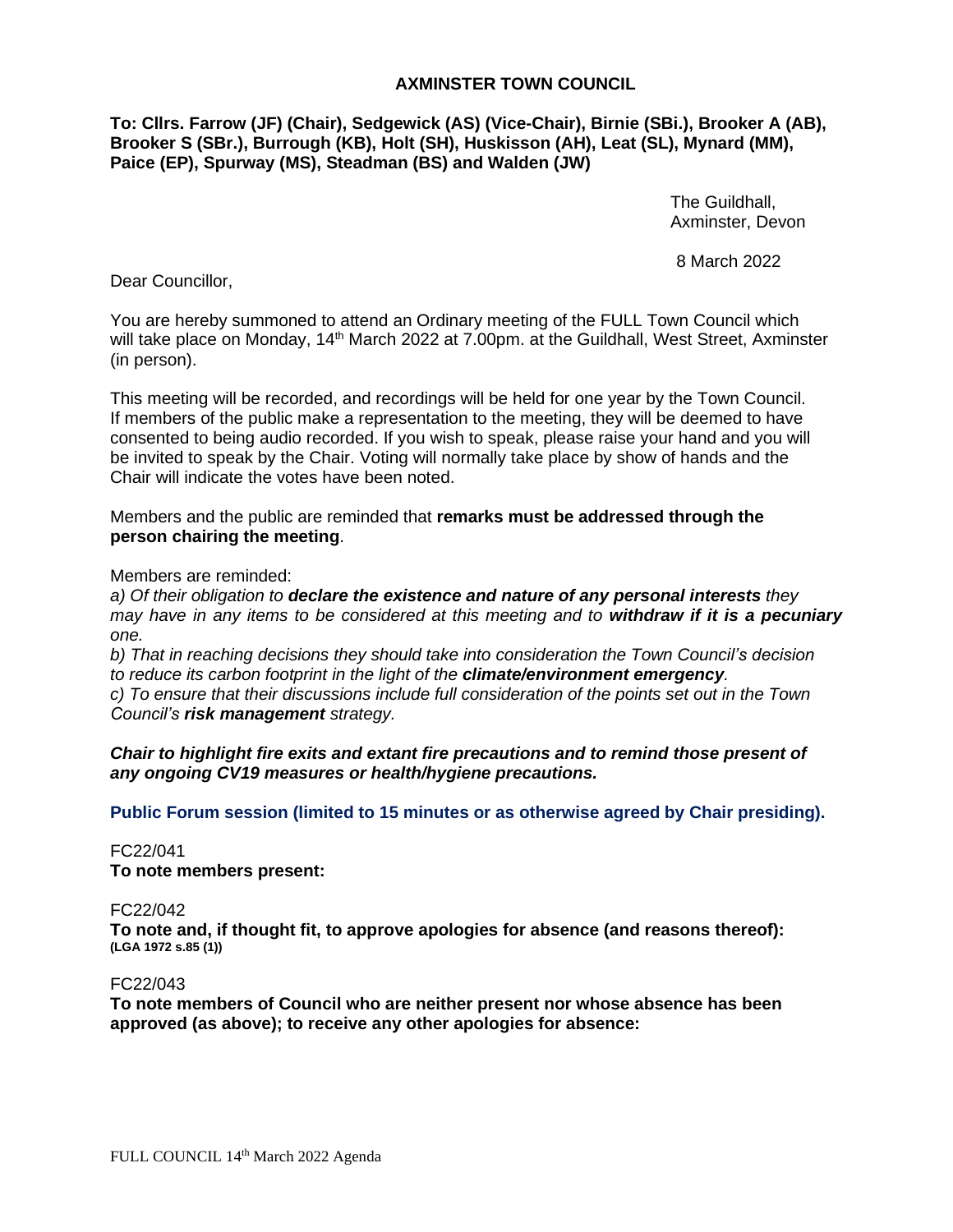# AXMINSTER TOWN COUNCIL

**To: Cllrs. Farrow (JF) (Chair), Sedgewick (AS) (Vice-Chair), Birnie (SBi.), Brooker A (AB), Brooker S (SBr.), Burrough (KB), Holt (SH), Huskisson (AH), Leat (SL), Mynard (MM), Paice (EP), Spurway (MS), Steadman (BS) and Walden (JW)**

The Guildhall,
Axminster, Devon

8 March 2022

Dear Councillor,

You are hereby summoned to attend an Ordinary meeting of the FULL Town Council which will take place on Monday, 14th March 2022 at 7.00pm. at the Guildhall, West Street, Axminster (in person).

This meeting will be recorded, and recordings will be held for one year by the Town Council. If members of the public make a representation to the meeting, they will be deemed to have consented to being audio recorded. If you wish to speak, please raise your hand and you will be invited to speak by the Chair. Voting will normally take place by show of hands and the Chair will indicate the votes have been noted.

Members and the public are reminded that **remarks must be addressed through the person chairing the meeting**.

Members are reminded:

*a) Of their obligation to **declare the existence and nature of any personal interests** they may have in any items to be considered at this meeting and to **withdraw if it is a pecuniary one.***

*b) That in reaching decisions they should take into consideration the Town Council's decision to reduce its carbon footprint in the light of the **climate/environment emergency**.*

*c) To ensure that their discussions include full consideration of the points set out in the Town Council's **risk management** strategy.*

***Chair to highlight fire exits and extant fire precautions and to remind those present of any ongoing CV19 measures or health/hygiene precautions.***

**Public Forum session (limited to 15 minutes or as otherwise agreed by Chair presiding).**

FC22/041
**To note members present:**

FC22/042
**To note and, if thought fit, to approve apologies for absence (and reasons thereof): (LGA 1972 s.85 (1))**

FC22/043
**To note members of Council who are neither present nor whose absence has been approved (as above); to receive any other apologies for absence:**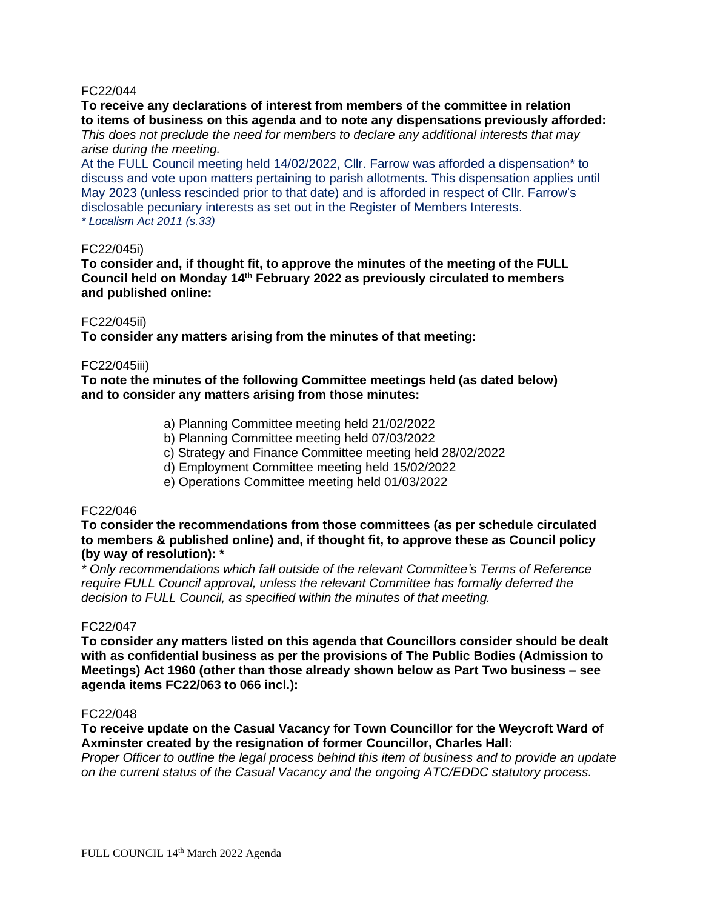FC22/044

**To receive any declarations of interest from members of the committee in relation to items of business on this agenda and to note any dispensations previously afforded:**
*This does not preclude the need for members to declare any additional interests that may arise during the meeting.*

At the FULL Council meeting held 14/02/2022, Cllr. Farrow was afforded a dispensation* to discuss and vote upon matters pertaining to parish allotments. This dispensation applies until May 2023 (unless rescinded prior to that date) and is afforded in respect of Cllr. Farrow's disclosable pecuniary interests as set out in the Register of Members Interests.
*\* Localism Act 2011 (s.33)*

FC22/045i)

**To consider and, if thought fit, to approve the minutes of the meeting of the FULL Council held on Monday 14th February 2022 as previously circulated to members and published online:**

FC22/045ii)

**To consider any matters arising from the minutes of that meeting:**

FC22/045iii)

**To note the minutes of the following Committee meetings held (as dated below) and to consider any matters arising from those minutes:**

a) Planning Committee meeting held 21/02/2022
b) Planning Committee meeting held 07/03/2022
c) Strategy and Finance Committee meeting held 28/02/2022
d) Employment Committee meeting held 15/02/2022
e) Operations Committee meeting held 01/03/2022

FC22/046

**To consider the recommendations from those committees (as per schedule circulated to members & published online) and, if thought fit, to approve these as Council policy (by way of resolution): \***

*\* Only recommendations which fall outside of the relevant Committee's Terms of Reference require FULL Council approval, unless the relevant Committee has formally deferred the decision to FULL Council, as specified within the minutes of that meeting.*

FC22/047

**To consider any matters listed on this agenda that Councillors consider should be dealt with as confidential business as per the provisions of The Public Bodies (Admission to Meetings) Act 1960 (other than those already shown below as Part Two business – see agenda items FC22/063 to 066 incl.):**

FC22/048

**To receive update on the Casual Vacancy for Town Councillor for the Weycroft Ward of Axminster created by the resignation of former Councillor, Charles Hall:**
*Proper Officer to outline the legal process behind this item of business and to provide an update on the current status of the Casual Vacancy and the ongoing ATC/EDDC statutory process.*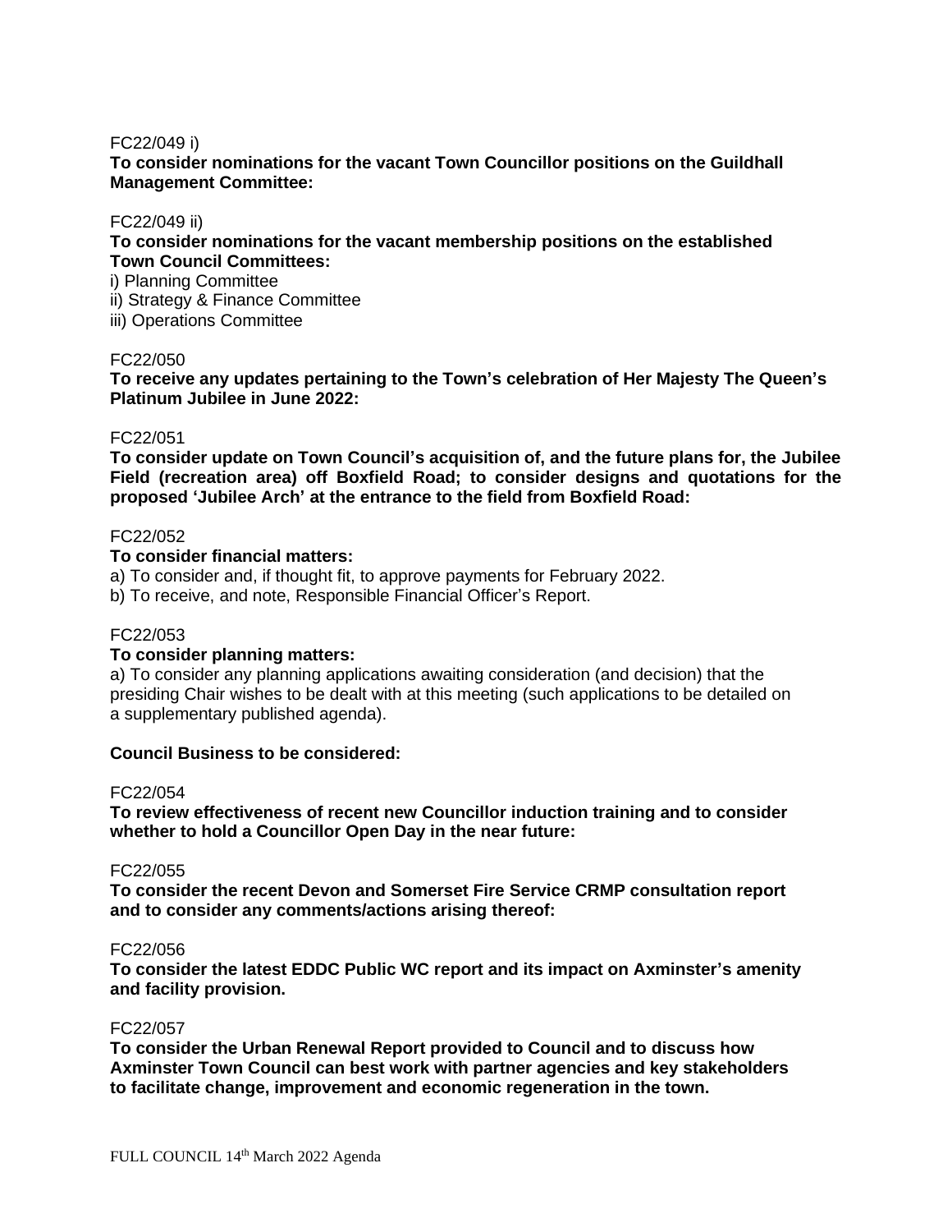FC22/049 i)

**To consider nominations for the vacant Town Councillor positions on the Guildhall Management Committee:**

FC22/049 ii)

**To consider nominations for the vacant membership positions on the established Town Council Committees:**

i) Planning Committee
ii) Strategy & Finance Committee
iii) Operations Committee

FC22/050

**To receive any updates pertaining to the Town's celebration of Her Majesty The Queen's Platinum Jubilee in June 2022:**

FC22/051

**To consider update on Town Council's acquisition of, and the future plans for, the Jubilee Field (recreation area) off Boxfield Road; to consider designs and quotations for the proposed 'Jubilee Arch' at the entrance to the field from Boxfield Road:**

FC22/052

**To consider financial matters:**

a) To consider and, if thought fit, to approve payments for February 2022.
b) To receive, and note, Responsible Financial Officer's Report.

FC22/053

**To consider planning matters:**

a) To consider any planning applications awaiting consideration (and decision) that the presiding Chair wishes to be dealt with at this meeting (such applications to be detailed on a supplementary published agenda).

**Council Business to be considered:**

FC22/054

**To review effectiveness of recent new Councillor induction training and to consider whether to hold a Councillor Open Day in the near future:**

FC22/055

**To consider the recent Devon and Somerset Fire Service CRMP consultation report and to consider any comments/actions arising thereof:**

FC22/056

**To consider the latest EDDC Public WC report and its impact on Axminster's amenity and facility provision.**

FC22/057

**To consider the Urban Renewal Report provided to Council and to discuss how Axminster Town Council can best work with partner agencies and key stakeholders to facilitate change, improvement and economic regeneration in the town.**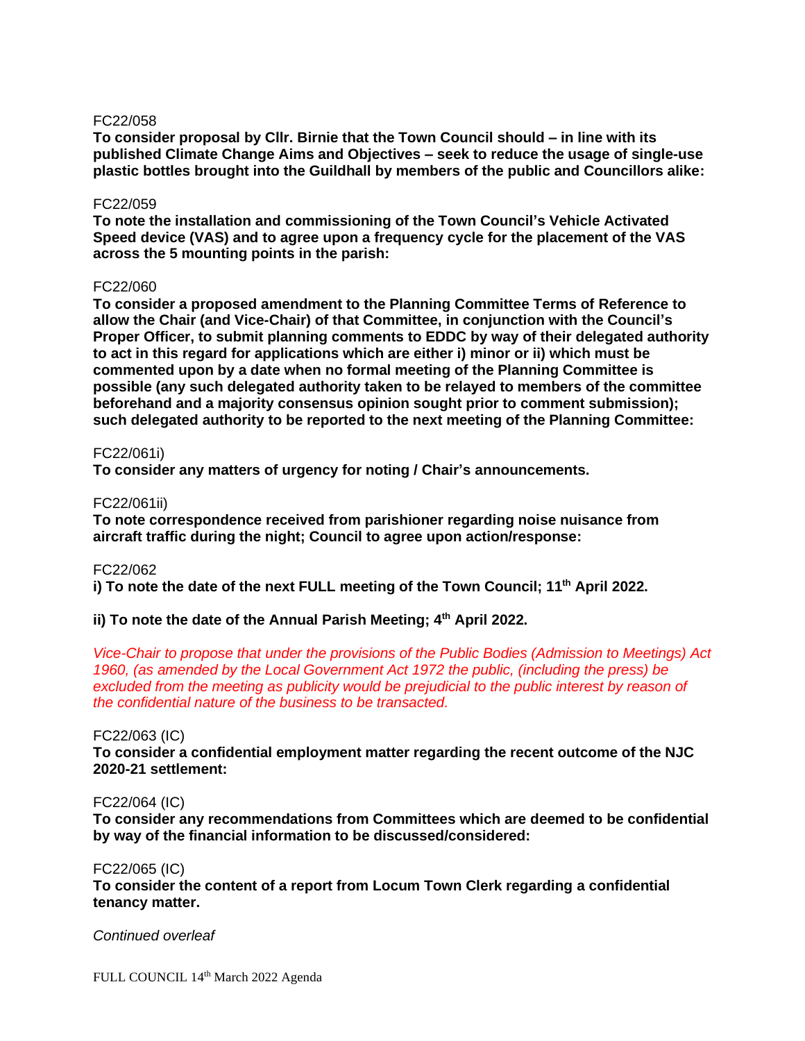FC22/058

**To consider proposal by Cllr. Birnie that the Town Council should – in line with its published Climate Change Aims and Objectives – seek to reduce the usage of single-use plastic bottles brought into the Guildhall by members of the public and Councillors alike:**

FC22/059

**To note the installation and commissioning of the Town Council's Vehicle Activated Speed device (VAS) and to agree upon a frequency cycle for the placement of the VAS across the 5 mounting points in the parish:**

FC22/060

**To consider a proposed amendment to the Planning Committee Terms of Reference to allow the Chair (and Vice-Chair) of that Committee, in conjunction with the Council's Proper Officer, to submit planning comments to EDDC by way of their delegated authority to act in this regard for applications which are either i) minor or ii) which must be commented upon by a date when no formal meeting of the Planning Committee is possible (any such delegated authority taken to be relayed to members of the committee beforehand and a majority consensus opinion sought prior to comment submission); such delegated authority to be reported to the next meeting of the Planning Committee:**

FC22/061i)

**To consider any matters of urgency for noting / Chair's announcements.**

FC22/061ii)

**To note correspondence received from parishioner regarding noise nuisance from aircraft traffic during the night; Council to agree upon action/response:**

FC22/062

**i) To note the date of the next FULL meeting of the Town Council; 11th April 2022.**

**ii) To note the date of the Annual Parish Meeting; 4th April 2022.**

*Vice-Chair to propose that under the provisions of the Public Bodies (Admission to Meetings) Act 1960, (as amended by the Local Government Act 1972 the public, (including the press) be excluded from the meeting as publicity would be prejudicial to the public interest by reason of the confidential nature of the business to be transacted.*

FC22/063 (IC)

**To consider a confidential employment matter regarding the recent outcome of the NJC 2020-21 settlement:**

FC22/064 (IC)

**To consider any recommendations from Committees which are deemed to be confidential by way of the financial information to be discussed/considered:**

FC22/065 (IC)

**To consider the content of a report from Locum Town Clerk regarding a confidential tenancy matter.**

*Continued overleaf*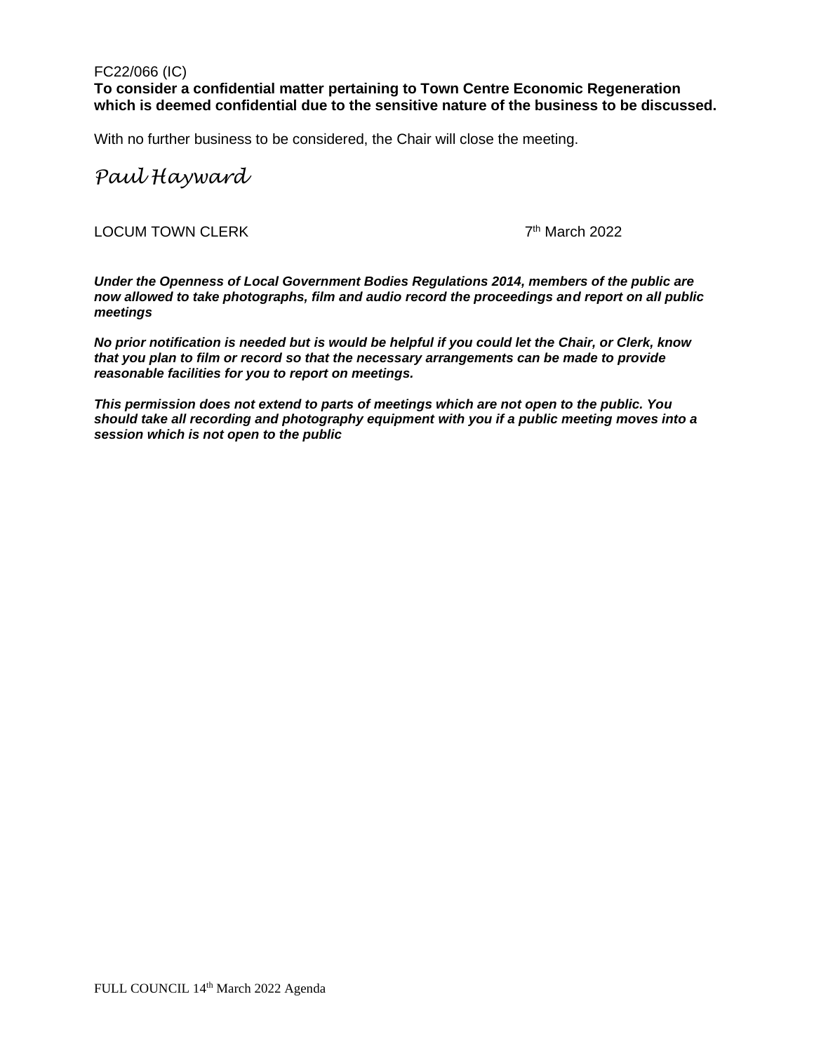FC22/066 (IC)
**To consider a confidential matter pertaining to Town Centre Economic Regeneration which is deemed confidential due to the sensitive nature of the business to be discussed.**

With no further business to be considered, the Chair will close the meeting.

*Paul Hayward*

LOCUM TOWN CLERK 7th March 2022

***Under the Openness of Local Government Bodies Regulations 2014, members of the public are now allowed to take photographs, film and audio record the proceedings and report on all public meetings***

***No prior notification is needed but is would be helpful if you could let the Chair, or Clerk, know that you plan to film or record so that the necessary arrangements can be made to provide reasonable facilities for you to report on meetings.***

***This permission does not extend to parts of meetings which are not open to the public. You should take all recording and photography equipment with you if a public meeting moves into a session which is not open to the public***